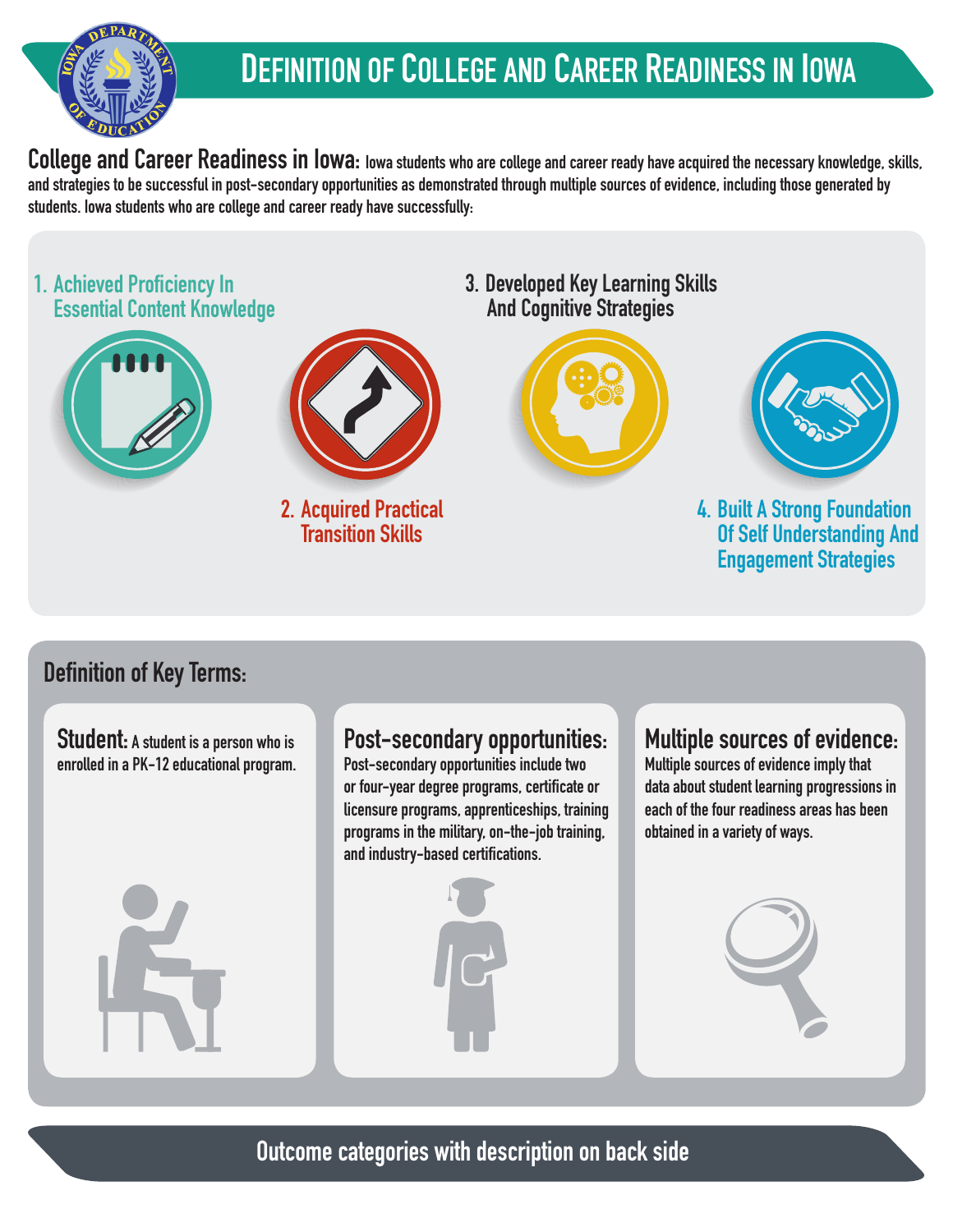# Definition of College and Career Readiness in Iowa

**College and Career Readiness in Iowa:** Iowa students who are college and career ready have acquired the necessary knowledge, skills, and strategies to be successful in post-secondary opportunities as demonstrated through multiple sources of evidence, including those generated by students. Iowa students who are college and career ready have successfully:

1. Achieved Proficiency In Essential Content Knowledge
2. Acquired Practical Transition Skills
3. Developed Key Learning Skills And Cognitive Strategies
4. Built A Strong Foundation Of Self Understanding And Engagement Strategies

## Definition of Key Terms:

**Student:** A student is a person who is enrolled in a PK-12 educational program.

**Post-secondary opportunities:** Post-secondary opportunities include two or four-year degree programs, certificate or licensure programs, apprenticeships, training programs in the military, on-the-job training, and industry-based certifications.

**Multiple sources of evidence:** Multiple sources of evidence imply that data about student learning progressions in each of the four readiness areas has been obtained in a variety of ways.

**Outcome categories with description on back side**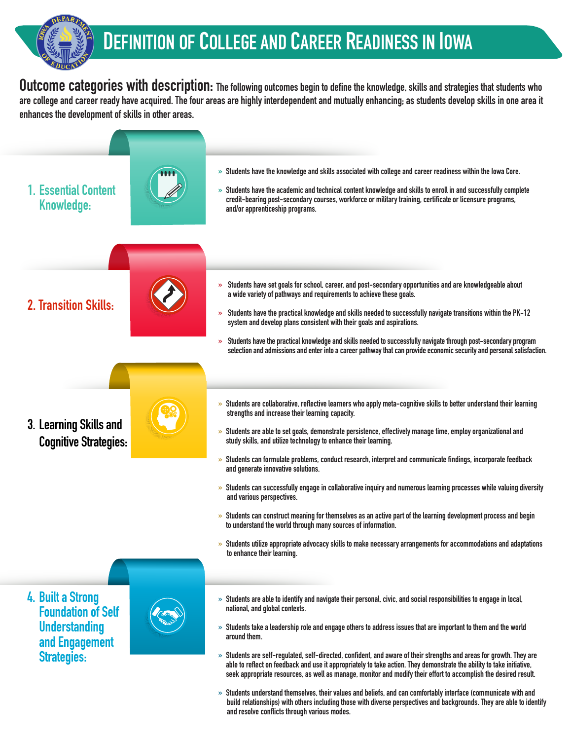# Definition of College and Career Readiness in Iowa

**Outcome categories with description:** The following outcomes begin to define the knowledge, skills and strategies that students who are college and career ready have acquired. The four areas are highly interdependent and mutually enhancing; as students develop skills in one area it enhances the development of skills in other areas.

## 1. Essential Content Knowledge:

- Students have the knowledge and skills associated with college and career readiness within the Iowa Core.
- Students have the academic and technical content knowledge and skills to enroll in and successfully complete credit-bearing post-secondary courses, workforce or military training, certificate or licensure programs, and/or apprenticeship programs.

## 2. Transition Skills:

- Students have set goals for school, career, and post-secondary opportunities and are knowledgeable about a wide variety of pathways and requirements to achieve these goals.
- Students have the practical knowledge and skills needed to successfully navigate transitions within the PK-12 system and develop plans consistent with their goals and aspirations.
- Students have the practical knowledge and skills needed to successfully navigate through post-secondary program selection and admissions and enter into a career pathway that can provide economic security and personal satisfaction.

## 3. Learning Skills and Cognitive Strategies:

- Students are collaborative, reflective learners who apply meta-cognitive skills to better understand their learning strengths and increase their learning capacity.
- Students are able to set goals, demonstrate persistence, effectively manage time, employ organizational and study skills, and utilize technology to enhance their learning.
- Students can formulate problems, conduct research, interpret and communicate findings, incorporate feedback and generate innovative solutions.
- Students can successfully engage in collaborative inquiry and numerous learning processes while valuing diversity and various perspectives.
- Students can construct meaning for themselves as an active part of the learning development process and begin to understand the world through many sources of information.
- Students utilize appropriate advocacy skills to make necessary arrangements for accommodations and adaptations to enhance their learning.

## 4. Built a Strong Foundation of Self Understanding and Engagement Strategies:

- Students are able to identify and navigate their personal, civic, and social responsibilities to engage in local, national, and global contexts.
- Students take a leadership role and engage others to address issues that are important to them and the world around them.
- Students are self-regulated, self-directed, confident, and aware of their strengths and areas for growth. They are able to reflect on feedback and use it appropriately to take action. They demonstrate the ability to take initiative, seek appropriate resources, as well as manage, monitor and modify their effort to accomplish the desired result.
- Students understand themselves, their values and beliefs, and can comfortably interface (communicate with and build relationships) with others including those with diverse perspectives and backgrounds. They are able to identify and resolve conflicts through various modes.